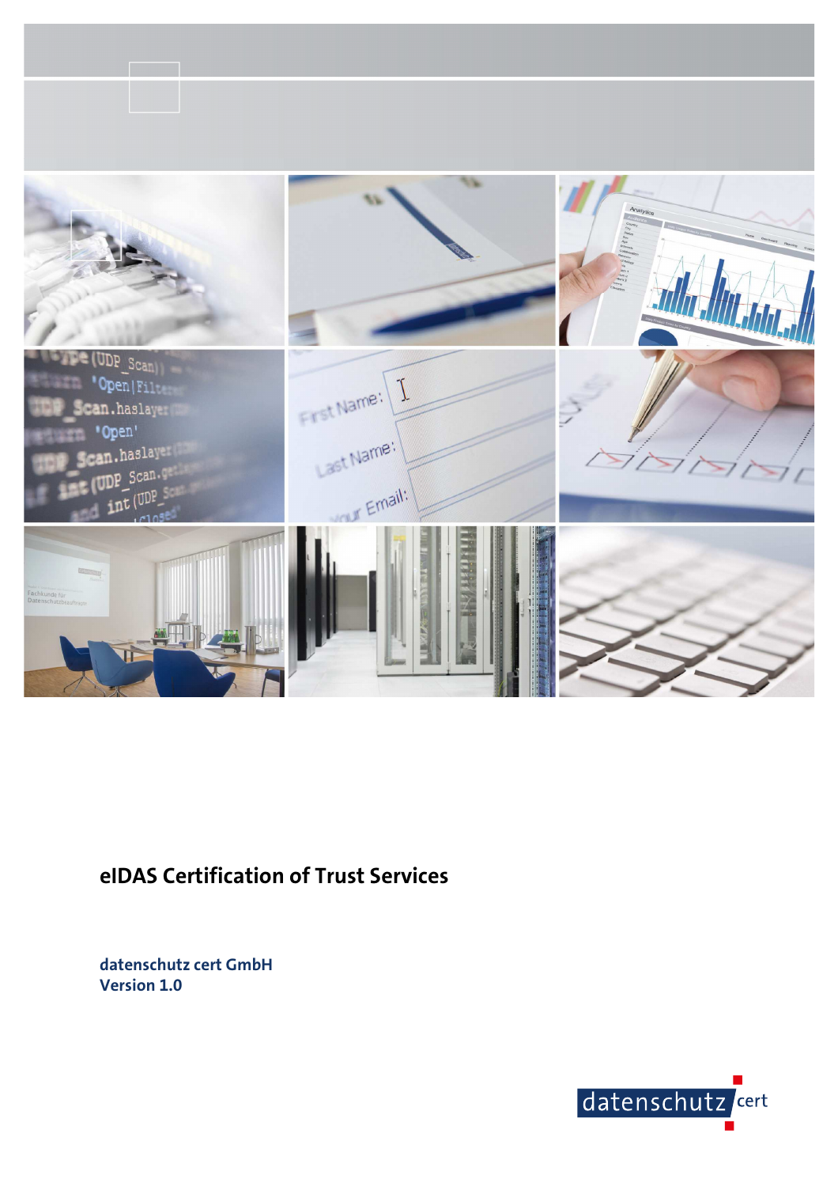# eIDAS Certification of Trust Services

**datenschutz cert GmbH**
**Version 1.0**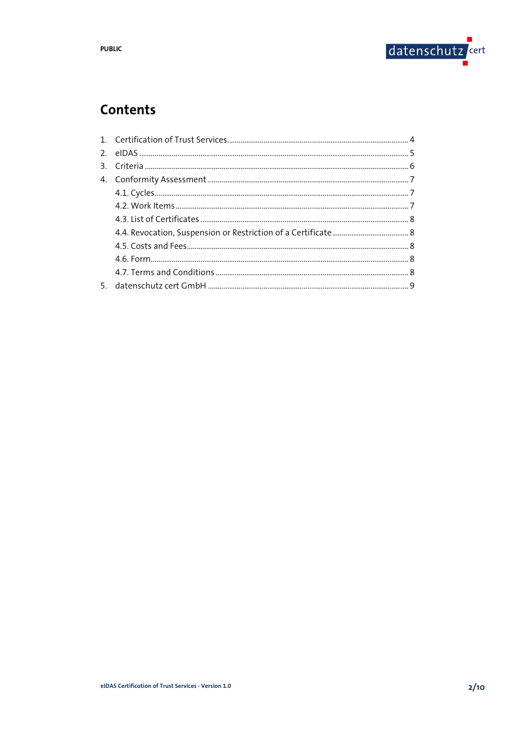# Contents

1. Certification of Trust Services ........ 4
2. eIDAS ........ 5
3. Criteria ........ 6
4. Conformity Assessment ........ 7
   - 4.1. Cycles ........ 7
   - 4.2. Work Items ........ 7
   - 4.3. List of Certificates ........ 8
   - 4.4. Revocation, Suspension or Restriction of a Certificate ........ 8
   - 4.5. Costs and Fees ........ 8
   - 4.6. Form ........ 8
   - 4.7. Terms and Conditions ........ 8
5. datenschutz cert GmbH ........ 9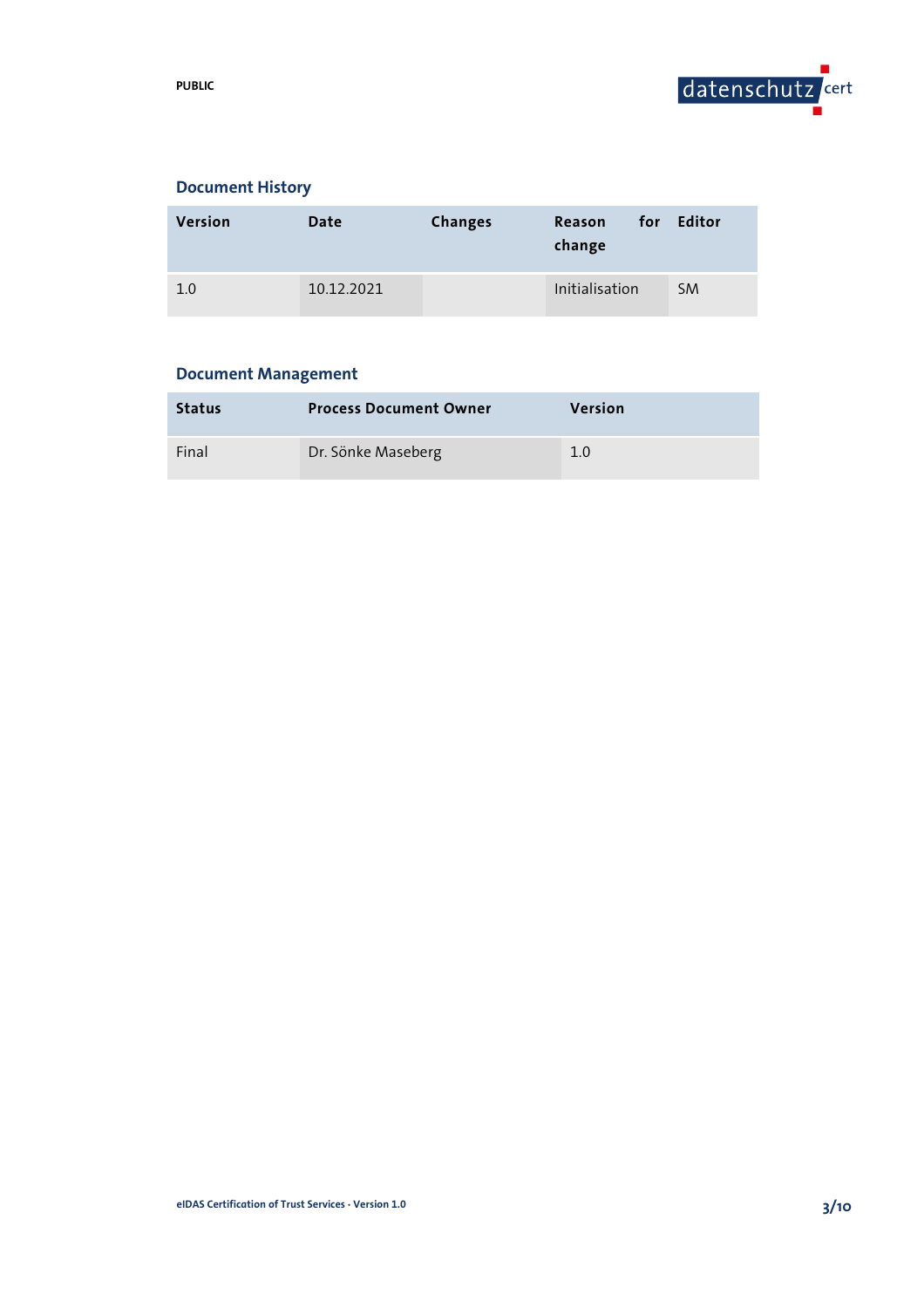## Document History

| Version | Date | Changes | Reason for change | Editor |
|---|---|---|---|---|
| 1.0 | 10.12.2021 | | Initialisation | SM |

## Document Management

| Status | Process Document Owner | Version |
|---|---|---|
| Final | Dr. Sönke Maseberg | 1.0 |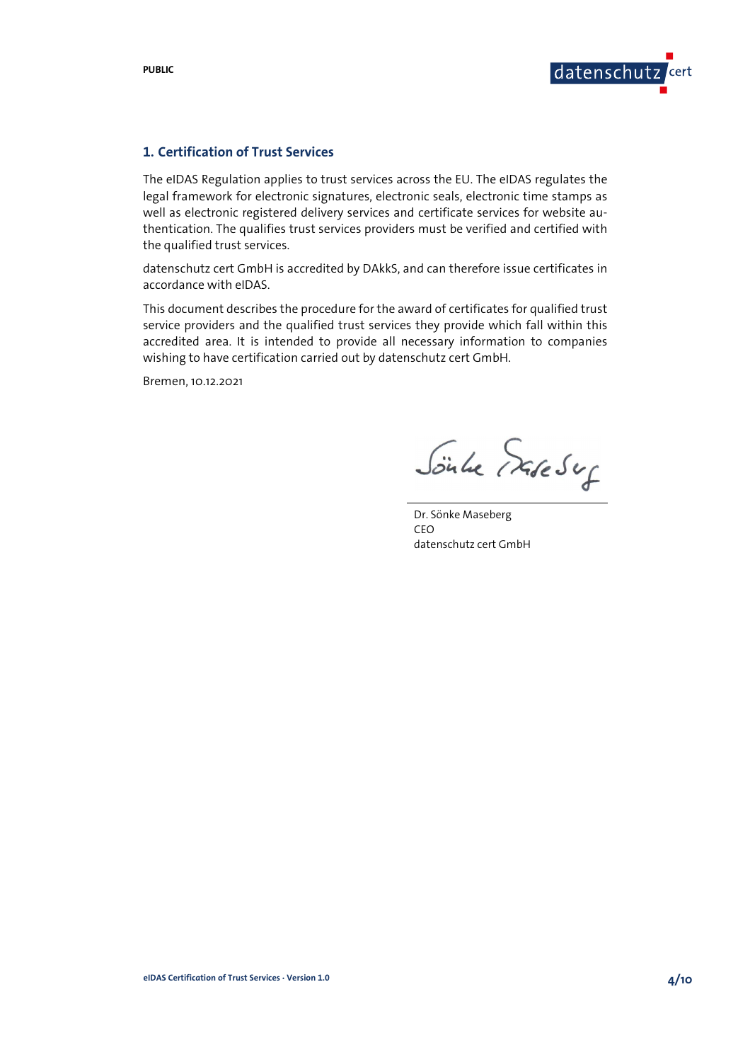## 1. Certification of Trust Services

The eIDAS Regulation applies to trust services across the EU. The eIDAS regulates the legal framework for electronic signatures, electronic seals, electronic time stamps as well as electronic registered delivery services and certificate services for website authentication. The qualifies trust services providers must be verified and certified with the qualified trust services.

datenschutz cert GmbH is accredited by DAkkS, and can therefore issue certificates in accordance with eIDAS.

This document describes the procedure for the award of certificates for qualified trust service providers and the qualified trust services they provide which fall within this accredited area. It is intended to provide all necessary information to companies wishing to have certification carried out by datenschutz cert GmbH.

Bremen, 10.12.2021

Dr. Sönke Maseberg
CEO
datenschutz cert GmbH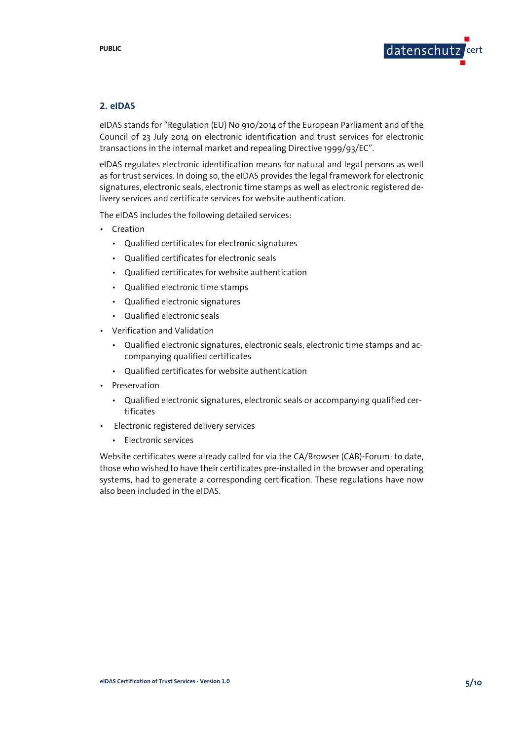## 2. eIDAS

eIDAS stands for "Regulation (EU) No 910/2014 of the European Parliament and of the Council of 23 July 2014 on electronic identification and trust services for electronic transactions in the internal market and repealing Directive 1999/93/EC".

eIDAS regulates electronic identification means for natural and legal persons as well as for trust services. In doing so, the eIDAS provides the legal framework for electronic signatures, electronic seals, electronic time stamps as well as electronic registered delivery services and certificate services for website authentication.

The eIDAS includes the following detailed services:

- Creation
  - Qualified certificates for electronic signatures
  - Qualified certificates for electronic seals
  - Qualified certificates for website authentication
  - Qualified electronic time stamps
  - Qualified electronic signatures
  - Qualified electronic seals
- Verification and Validation
  - Qualified electronic signatures, electronic seals, electronic time stamps and accompanying qualified certificates
  - Qualified certificates for website authentication
- Preservation
  - Qualified electronic signatures, electronic seals or accompanying qualified certificates
- Electronic registered delivery services
  - Electronic services

Website certificates were already called for via the CA/Browser (CAB)-Forum: to date, those who wished to have their certificates pre-installed in the browser and operating systems, had to generate a corresponding certification. These regulations have now also been included in the eIDAS.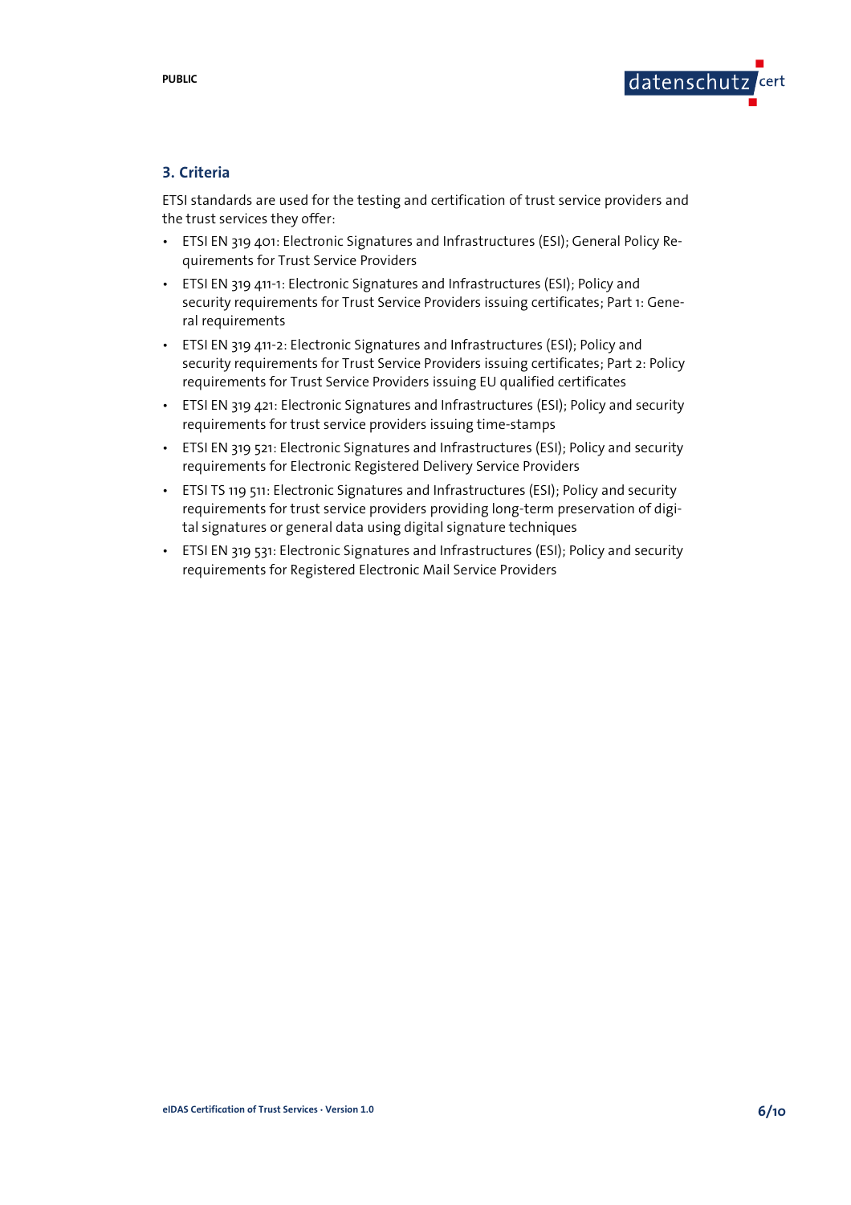## 3. Criteria

ETSI standards are used for the testing and certification of trust service providers and the trust services they offer:

- ETSI EN 319 401: Electronic Signatures and Infrastructures (ESI); General Policy Requirements for Trust Service Providers
- ETSI EN 319 411-1: Electronic Signatures and Infrastructures (ESI); Policy and security requirements for Trust Service Providers issuing certificates; Part 1: General requirements
- ETSI EN 319 411-2: Electronic Signatures and Infrastructures (ESI); Policy and security requirements for Trust Service Providers issuing certificates; Part 2: Policy requirements for Trust Service Providers issuing EU qualified certificates
- ETSI EN 319 421: Electronic Signatures and Infrastructures (ESI); Policy and security requirements for trust service providers issuing time-stamps
- ETSI EN 319 521: Electronic Signatures and Infrastructures (ESI); Policy and security requirements for Electronic Registered Delivery Service Providers
- ETSI TS 119 511: Electronic Signatures and Infrastructures (ESI); Policy and security requirements for trust service providers providing long-term preservation of digital signatures or general data using digital signature techniques
- ETSI EN 319 531: Electronic Signatures and Infrastructures (ESI); Policy and security requirements for Registered Electronic Mail Service Providers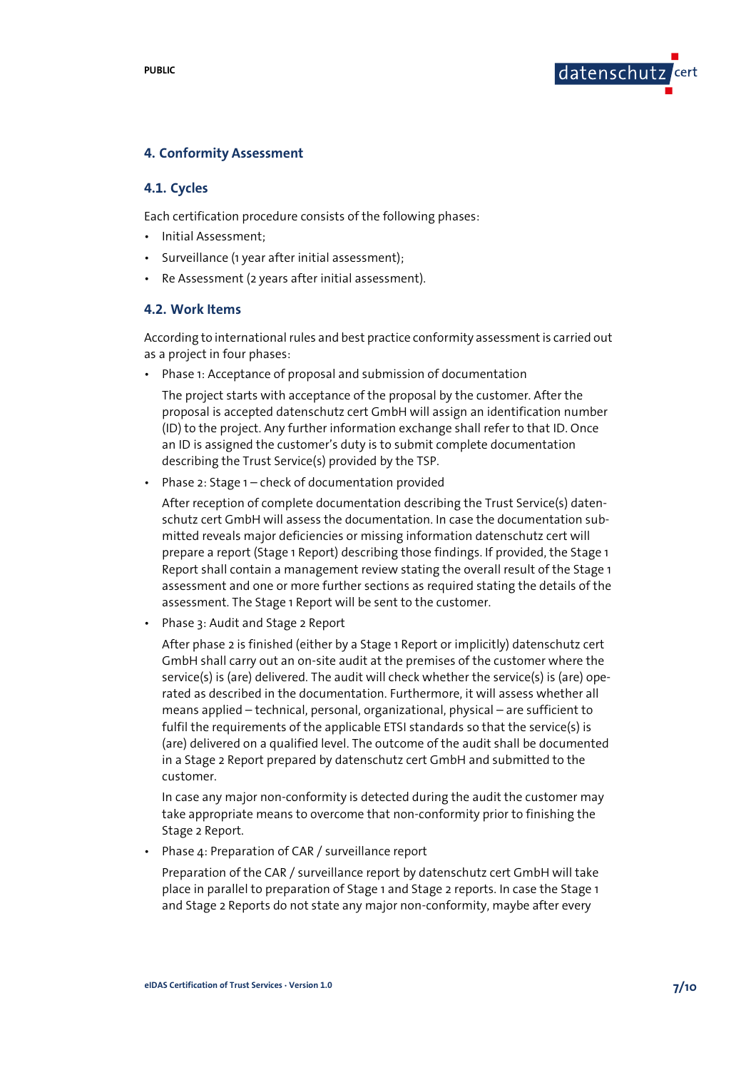## 4. Conformity Assessment

### 4.1. Cycles

Each certification procedure consists of the following phases:

- Initial Assessment;
- Surveillance (1 year after initial assessment);
- Re Assessment (2 years after initial assessment).

### 4.2. Work Items

According to international rules and best practice conformity assessment is carried out as a project in four phases:

- Phase 1: Acceptance of proposal and submission of documentation

  The project starts with acceptance of the proposal by the customer. After the proposal is accepted datenschutz cert GmbH will assign an identification number (ID) to the project. Any further information exchange shall refer to that ID. Once an ID is assigned the customer's duty is to submit complete documentation describing the Trust Service(s) provided by the TSP.

- Phase 2: Stage 1 – check of documentation provided

  After reception of complete documentation describing the Trust Service(s) datenschutz cert GmbH will assess the documentation. In case the documentation submitted reveals major deficiencies or missing information datenschutz cert will prepare a report (Stage 1 Report) describing those findings. If provided, the Stage 1 Report shall contain a management review stating the overall result of the Stage 1 assessment and one or more further sections as required stating the details of the assessment. The Stage 1 Report will be sent to the customer.

- Phase 3: Audit and Stage 2 Report

  After phase 2 is finished (either by a Stage 1 Report or implicitly) datenschutz cert GmbH shall carry out an on-site audit at the premises of the customer where the service(s) is (are) delivered. The audit will check whether the service(s) is (are) operated as described in the documentation. Furthermore, it will assess whether all means applied – technical, personal, organizational, physical – are sufficient to fulfil the requirements of the applicable ETSI standards so that the service(s) is (are) delivered on a qualified level. The outcome of the audit shall be documented in a Stage 2 Report prepared by datenschutz cert GmbH and submitted to the customer.

  In case any major non-conformity is detected during the audit the customer may take appropriate means to overcome that non-conformity prior to finishing the Stage 2 Report.

- Phase 4: Preparation of CAR / surveillance report

  Preparation of the CAR / surveillance report by datenschutz cert GmbH will take place in parallel to preparation of Stage 1 and Stage 2 reports. In case the Stage 1 and Stage 2 Reports do not state any major non-conformity, maybe after every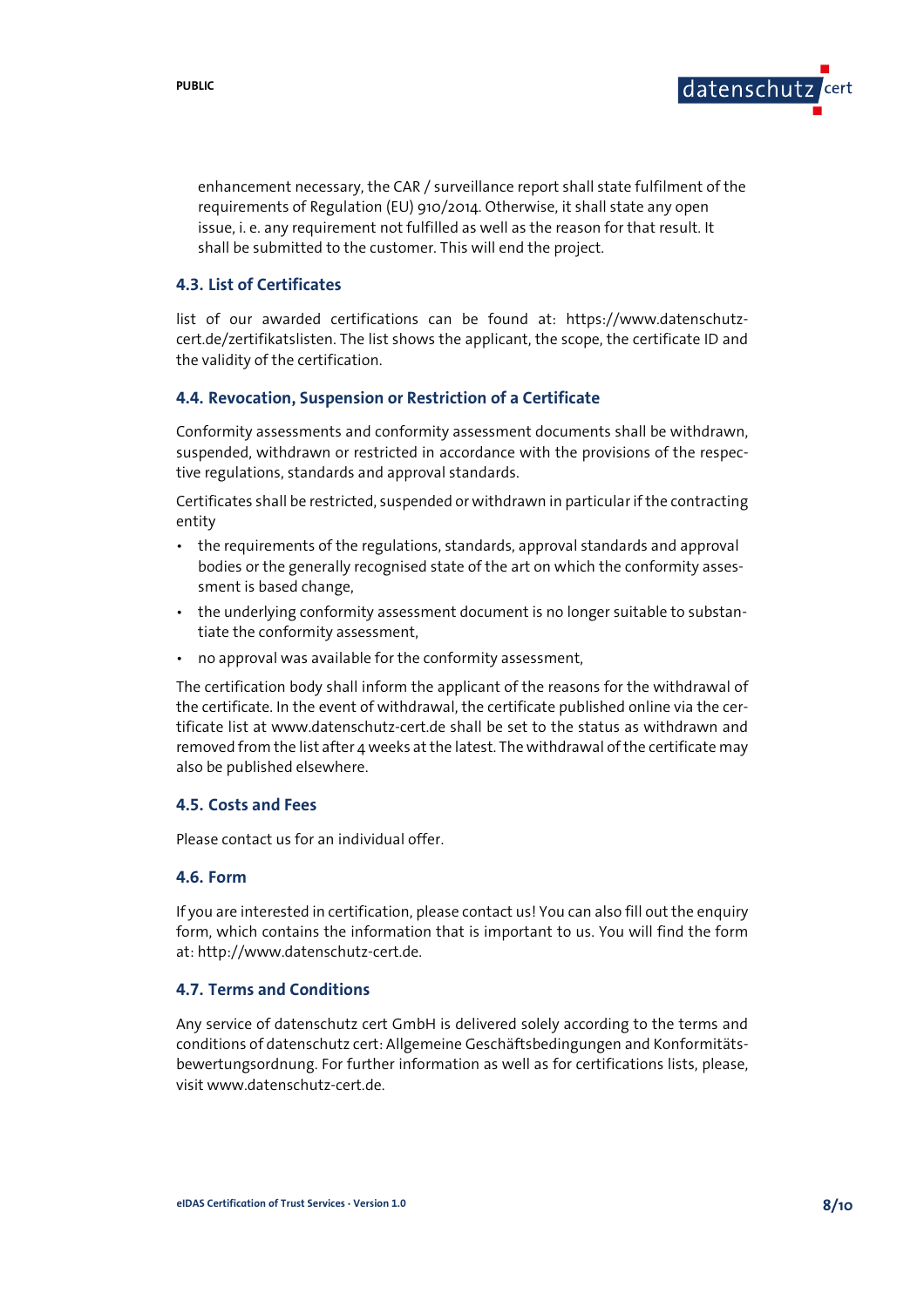enhancement necessary, the CAR / surveillance report shall state fulfilment of the requirements of Regulation (EU) 910/2014. Otherwise, it shall state any open issue, i. e. any requirement not fulfilled as well as the reason for that result. It shall be submitted to the customer. This will end the project.

### 4.3. List of Certificates

list of our awarded certifications can be found at: https://www.datenschutz-cert.de/zertifikatslisten. The list shows the applicant, the scope, the certificate ID and the validity of the certification.

### 4.4. Revocation, Suspension or Restriction of a Certificate

Conformity assessments and conformity assessment documents shall be withdrawn, suspended, withdrawn or restricted in accordance with the provisions of the respective regulations, standards and approval standards.

Certificates shall be restricted, suspended or withdrawn in particular if the contracting entity

- the requirements of the regulations, standards, approval standards and approval bodies or the generally recognised state of the art on which the conformity assessment is based change,
- the underlying conformity assessment document is no longer suitable to substantiate the conformity assessment,
- no approval was available for the conformity assessment,

The certification body shall inform the applicant of the reasons for the withdrawal of the certificate. In the event of withdrawal, the certificate published online via the certificate list at www.datenschutz-cert.de shall be set to the status as withdrawn and removed from the list after 4 weeks at the latest. The withdrawal of the certificate may also be published elsewhere.

### 4.5. Costs and Fees

Please contact us for an individual offer.

### 4.6. Form

If you are interested in certification, please contact us! You can also fill out the enquiry form, which contains the information that is important to us. You will find the form at: http://www.datenschutz-cert.de.

### 4.7. Terms and Conditions

Any service of datenschutz cert GmbH is delivered solely according to the terms and conditions of datenschutz cert: Allgemeine Geschäftsbedingungen and Konformitätsbewertungsordnung. For further information as well as for certifications lists, please, visit www.datenschutz-cert.de.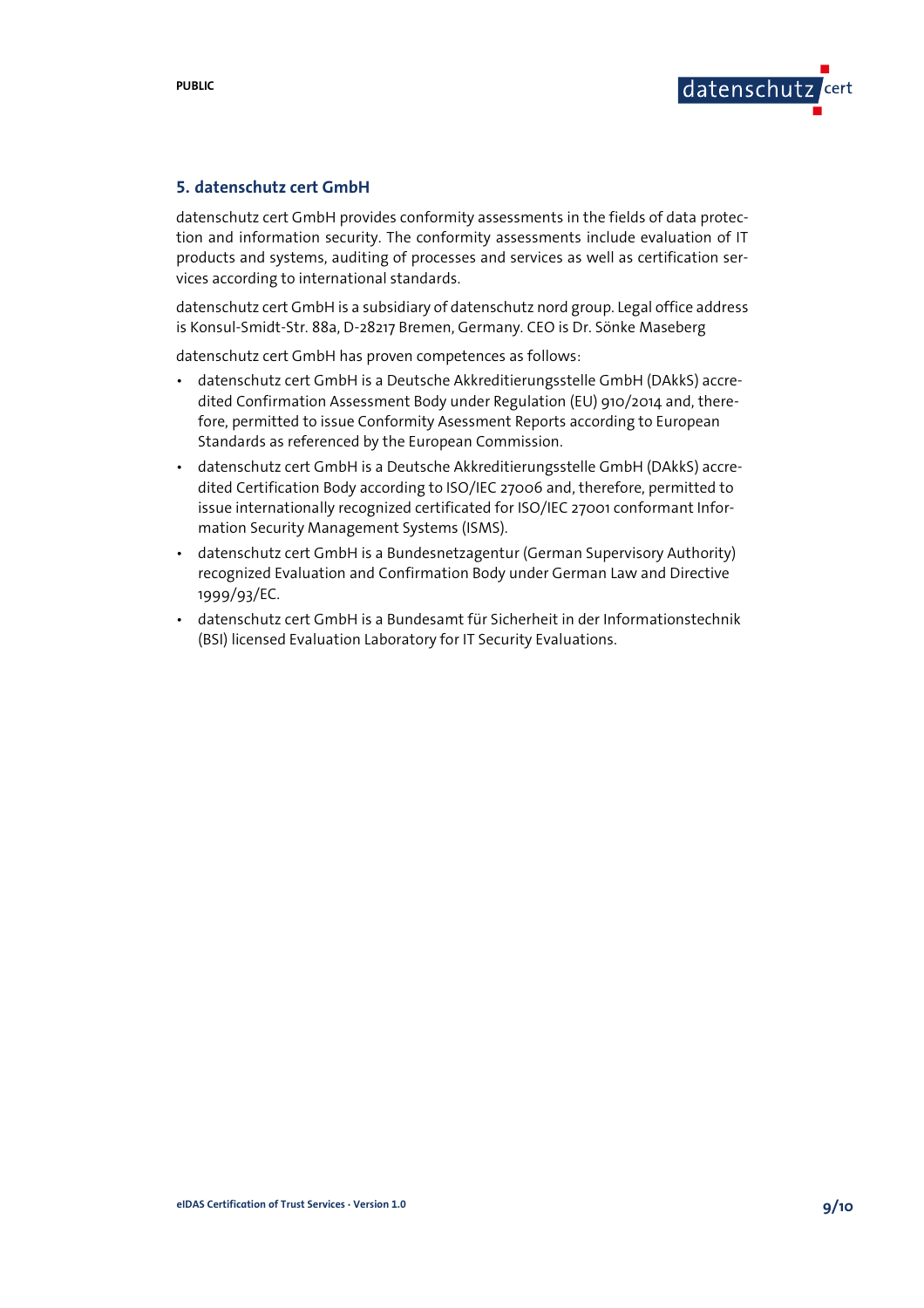## 5. datenschutz cert GmbH

datenschutz cert GmbH provides conformity assessments in the fields of data protection and information security. The conformity assessments include evaluation of IT products and systems, auditing of processes and services as well as certification services according to international standards.

datenschutz cert GmbH is a subsidiary of datenschutz nord group. Legal office address is Konsul-Smidt-Str. 88a, D-28217 Bremen, Germany. CEO is Dr. Sönke Maseberg

datenschutz cert GmbH has proven competences as follows:

- datenschutz cert GmbH is a Deutsche Akkreditierungsstelle GmbH (DAkkS) accredited Confirmation Assessment Body under Regulation (EU) 910/2014 and, therefore, permitted to issue Conformity Asessment Reports according to European Standards as referenced by the European Commission.
- datenschutz cert GmbH is a Deutsche Akkreditierungsstelle GmbH (DAkkS) accredited Certification Body according to ISO/IEC 27006 and, therefore, permitted to issue internationally recognized certificated for ISO/IEC 27001 conformant Information Security Management Systems (ISMS).
- datenschutz cert GmbH is a Bundesnetzagentur (German Supervisory Authority) recognized Evaluation and Confirmation Body under German Law and Directive 1999/93/EC.
- datenschutz cert GmbH is a Bundesamt für Sicherheit in der Informationstechnik (BSI) licensed Evaluation Laboratory for IT Security Evaluations.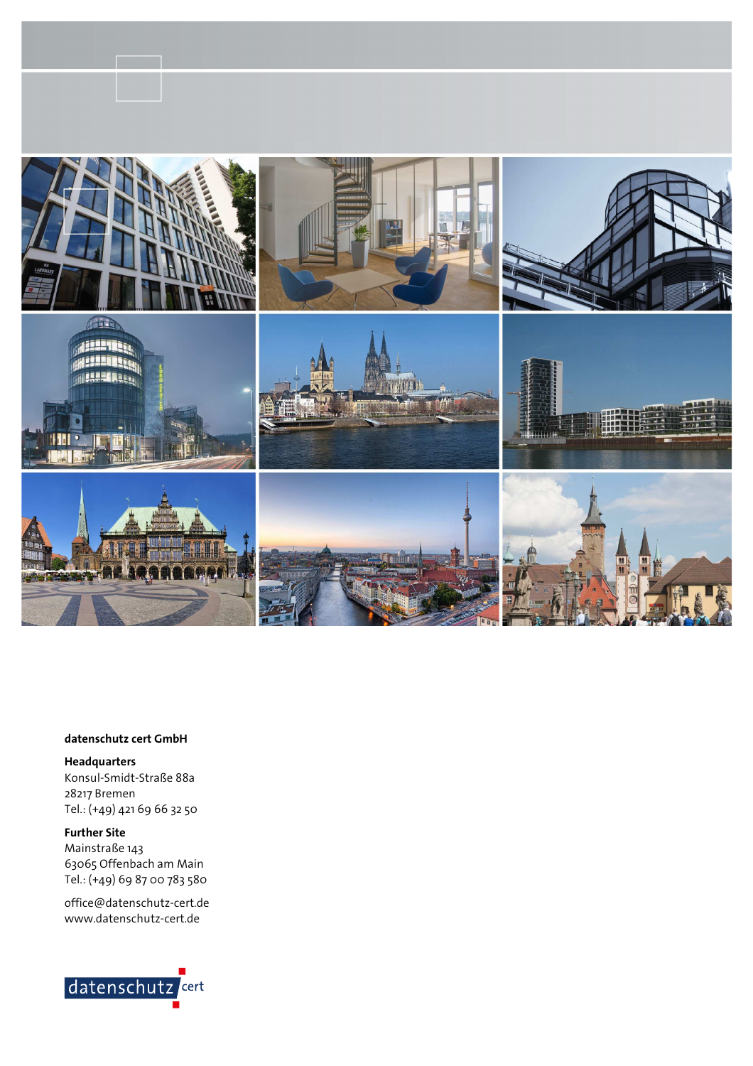**datenschutz cert GmbH**

**Headquarters**
Konsul-Smidt-Straße 88a
28217 Bremen
Tel.: (+49) 421 69 66 32 50

**Further Site**
Mainstraße 143
63065 Offenbach am Main
Tel.: (+49) 69 87 00 783 580

office@datenschutz-cert.de
www.datenschutz-cert.de

datenschutz cert